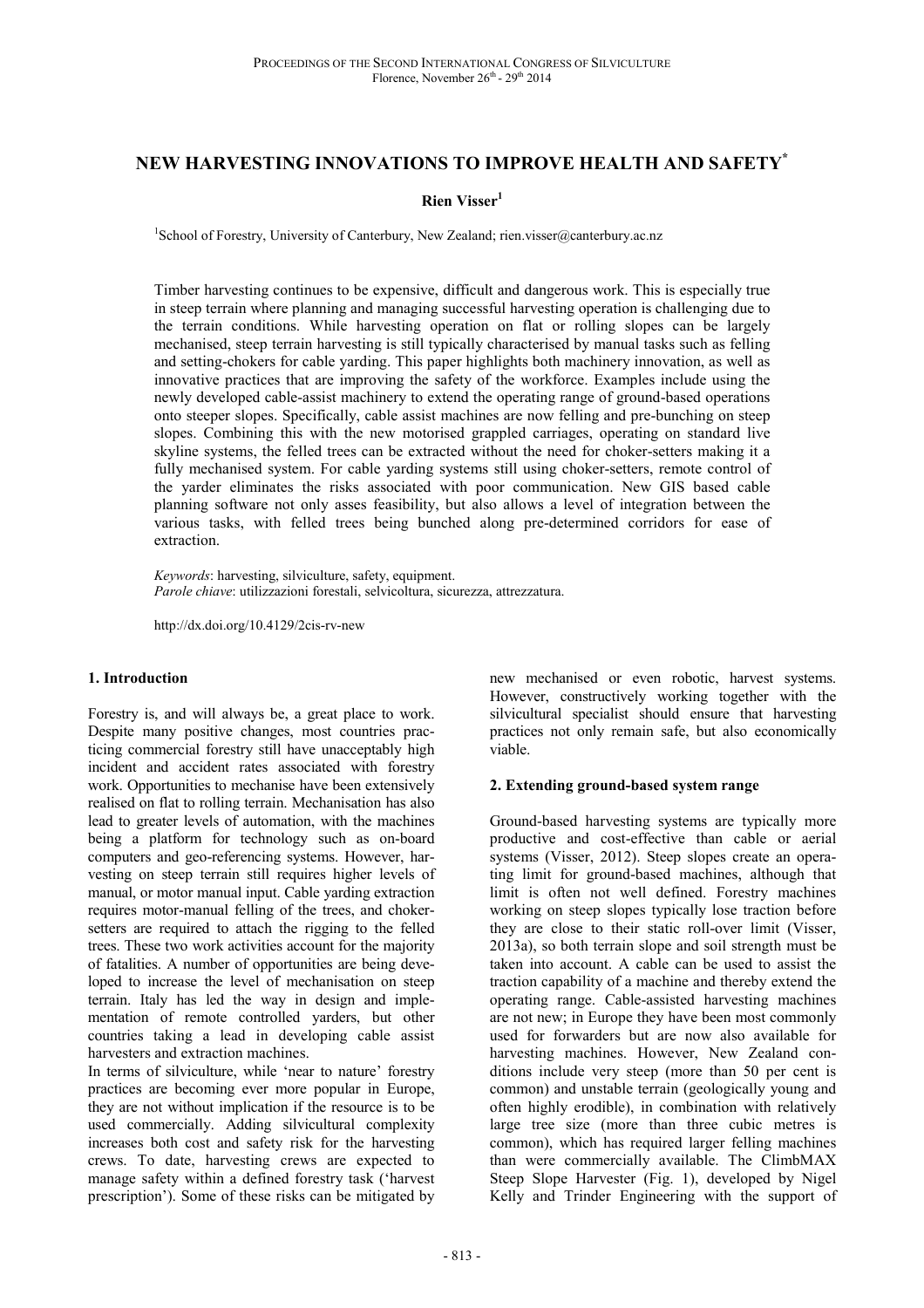# NEW HARVESTING INNOVATIONS TO IMPROVE HEALTH AND SAFETY*

**Rien Visser**[1]

[1]School of Forestry, University of Canterbury, New Zealand; rien.visser@canterbury.ac.nz

Timber harvesting continues to be expensive, difficult and dangerous work. This is especially true in steep terrain where planning and managing successful harvesting operation is challenging due to the terrain conditions. While harvesting operation on flat or rolling slopes can be largely mechanised, steep terrain harvesting is still typically characterised by manual tasks such as felling and setting-chokers for cable yarding. This paper highlights both machinery innovation, as well as innovative practices that are improving the safety of the workforce. Examples include using the newly developed cable-assist machinery to extend the operating range of ground-based operations onto steeper slopes. Specifically, cable assist machines are now felling and pre-bunching on steep slopes. Combining this with the new motorised grappled carriages, operating on standard live skyline systems, the felled trees can be extracted without the need for choker-setters making it a fully mechanised system. For cable yarding systems still using choker-setters, remote control of the yarder eliminates the risks associated with poor communication. New GIS based cable planning software not only asses feasibility, but also allows a level of integration between the various tasks, with felled trees being bunched along pre-determined corridors for ease of extraction.

*Keywords*: harvesting, silviculture, safety, equipment.
*Parole chiave*: utilizzazioni forestali, selvicoltura, sicurezza, attrezzatura.

http://dx.doi.org/10.4129/2cis-rv-new

## 1. Introduction

Forestry is, and will always be, a great place to work. Despite many positive changes, most countries practicing commercial forestry still have unacceptably high incident and accident rates associated with forestry work. Opportunities to mechanise have been extensively realised on flat to rolling terrain. Mechanisation has also lead to greater levels of automation, with the machines being a platform for technology such as on-board computers and geo-referencing systems. However, harvesting on steep terrain still requires higher levels of manual, or motor manual input. Cable yarding extraction requires motor-manual felling of the trees, and choker-setters are required to attach the rigging to the felled trees. These two work activities account for the majority of fatalities. A number of opportunities are being developed to increase the level of mechanisation on steep terrain. Italy has led the way in design and implementation of remote controlled yarders, but other countries taking a lead in developing cable assist harvesters and extraction machines.

In terms of silviculture, while 'near to nature' forestry practices are becoming ever more popular in Europe, they are not without implication if the resource is to be used commercially. Adding silvicultural complexity increases both cost and safety risk for the harvesting crews. To date, harvesting crews are expected to manage safety within a defined forestry task ('harvest prescription'). Some of these risks can be mitigated by new mechanised or even robotic, harvest systems. However, constructively working together with the silvicultural specialist should ensure that harvesting practices not only remain safe, but also economically viable.

## 2. Extending ground-based system range

Ground-based harvesting systems are typically more productive and cost-effective than cable or aerial systems (Visser, 2012). Steep slopes create an operating limit for ground-based machines, although that limit is often not well defined. Forestry machines working on steep slopes typically lose traction before they are close to their static roll-over limit (Visser, 2013a), so both terrain slope and soil strength must be taken into account. A cable can be used to assist the traction capability of a machine and thereby extend the operating range. Cable-assisted harvesting machines are not new; in Europe they have been most commonly used for forwarders but are now also available for harvesting machines. However, New Zealand conditions include very steep (more than 50 per cent is common) and unstable terrain (geologically young and often highly erodible), in combination with relatively large tree size (more than three cubic metres is common), which has required larger felling machines than were commercially available. The ClimbMAX Steep Slope Harvester (Fig. 1), developed by Nigel Kelly and Trinder Engineering with the support of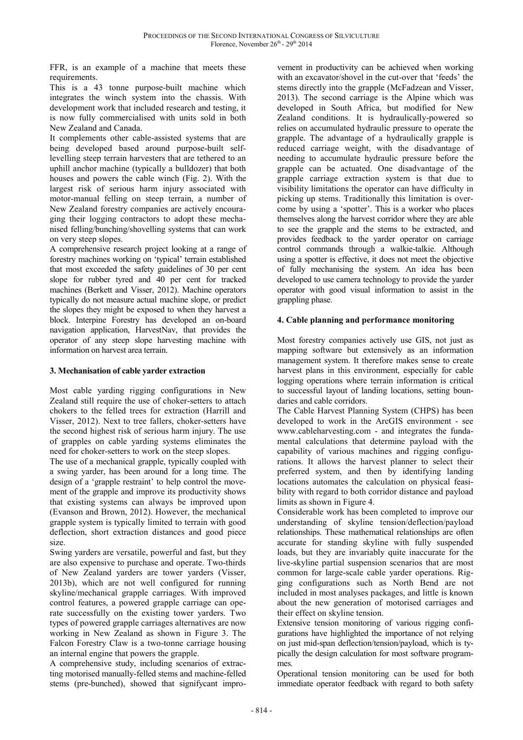FFR, is an example of a machine that meets these requirements.

This is a 43 tonne purpose-built machine which integrates the winch system into the chassis. With development work that included research and testing, it is now fully commercialised with units sold in both New Zealand and Canada.

It complements other cable-assisted systems that are being developed based around purpose-built self-levelling steep terrain harvesters that are tethered to an uphill anchor machine (typically a bulldozer) that both houses and powers the cable winch (Fig. 2). With the largest risk of serious harm injury associated with motor-manual felling on steep terrain, a number of New Zealand forestry companies are actively encouraging their logging contractors to adopt these mechanised felling/bunching/shovelling systems that can work on very steep slopes.

A comprehensive research project looking at a range of forestry machines working on 'typical' terrain established that most exceeded the safety guidelines of 30 per cent slope for rubber tyred and 40 per cent for tracked machines (Berkett and Visser, 2012). Machine operators typically do not measure actual machine slope, or predict the slopes they might be exposed to when they harvest a block. Interpine Forestry has developed an on-board navigation application, HarvestNav, that provides the operator of any steep slope harvesting machine with information on harvest area terrain.

## 3. Mechanisation of cable yarder extraction

Most cable yarding rigging configurations in New Zealand still require the use of choker-setters to attach chokers to the felled trees for extraction (Harrill and Visser, 2012). Next to tree fallers, choker-setters have the second highest risk of serious harm injury. The use of grapples on cable yarding systems eliminates the need for choker-setters to work on the steep slopes.

The use of a mechanical grapple, typically coupled with a swing yarder, has been around for a long time. The design of a 'grapple restraint' to help control the movement of the grapple and improve its productivity shows that existing systems can always be improved upon (Evanson and Brown, 2012). However, the mechanical grapple system is typically limited to terrain with good deflection, short extraction distances and good piece size.

Swing yarders are versatile, powerful and fast, but they are also expensive to purchase and operate. Two-thirds of New Zealand yarders are tower yarders (Visser, 2013b), which are not well configured for running skyline/mechanical grapple carriages. With improved control features, a powered grapple carriage can operate successfully on the existing tower yarders. Two types of powered grapple carriages alternatives are now working in New Zealand as shown in Figure 3. The Falcon Forestry Claw is a two-tonne carriage housing an internal engine that powers the grapple.

A comprehensive study, including scenarios of extracting motorised manually-felled stems and machine-felled stems (pre-bunched), showed that significant improvement in productivity can be achieved when working with an excavator/shovel in the cut-over that 'feeds' the stems directly into the grapple (McFadzean and Visser, 2013). The second carriage is the Alpine which was developed in South Africa, but modified for New Zealand conditions. It is hydraulically-powered so relies on accumulated hydraulic pressure to operate the grapple. The advantage of a hydraulically grapple is reduced carriage weight, with the disadvantage of needing to accumulate hydraulic pressure before the grapple can be actuated. One disadvantage of the grapple carriage extraction system is that due to visibility limitations the operator can have difficulty in picking up stems. Traditionally this limitation is overcome by using a 'spotter'. This is a worker who places themselves along the harvest corridor where they are able to see the grapple and the stems to be extracted, and provides feedback to the yarder operator on carriage control commands through a walkie-talkie. Although using a spotter is effective, it does not meet the objective of fully mechanising the system. An idea has been developed to use camera technology to provide the yarder operator with good visual information to assist in the grappling phase.

## 4. Cable planning and performance monitoring

Most forestry companies actively use GIS, not just as mapping software but extensively as an information management system. It therefore makes sense to create harvest plans in this environment, especially for cable logging operations where terrain information is critical to successful layout of landing locations, setting boundaries and cable corridors.

The Cable Harvest Planning System (CHPS) has been developed to work in the ArcGIS environment - see www.cableharvesting.com - and integrates the fundamental calculations that determine payload with the capability of various machines and rigging configurations. It allows the harvest planner to select their preferred system, and then by identifying landing locations automates the calculation on physical feasibility with regard to both corridor distance and payload limits as shown in Figure 4.

Considerable work has been completed to improve our understanding of skyline tension/deflection/payload relationships. These mathematical relationships are often accurate for standing skyline with fully suspended loads, but they are invariably quite inaccurate for the live-skyline partial suspension scenarios that are most common for large-scale cable yarder operations. Rigging configurations such as North Bend are not included in most analyses packages, and little is known about the new generation of motorised carriages and their effect on skyline tension.

Extensive tension monitoring of various rigging configurations have highlighted the importance of not relying on just mid-span deflection/tension/payload, which is typically the design calculation for most software programmes.

Operational tension monitoring can be used for both immediate operator feedback with regard to both safety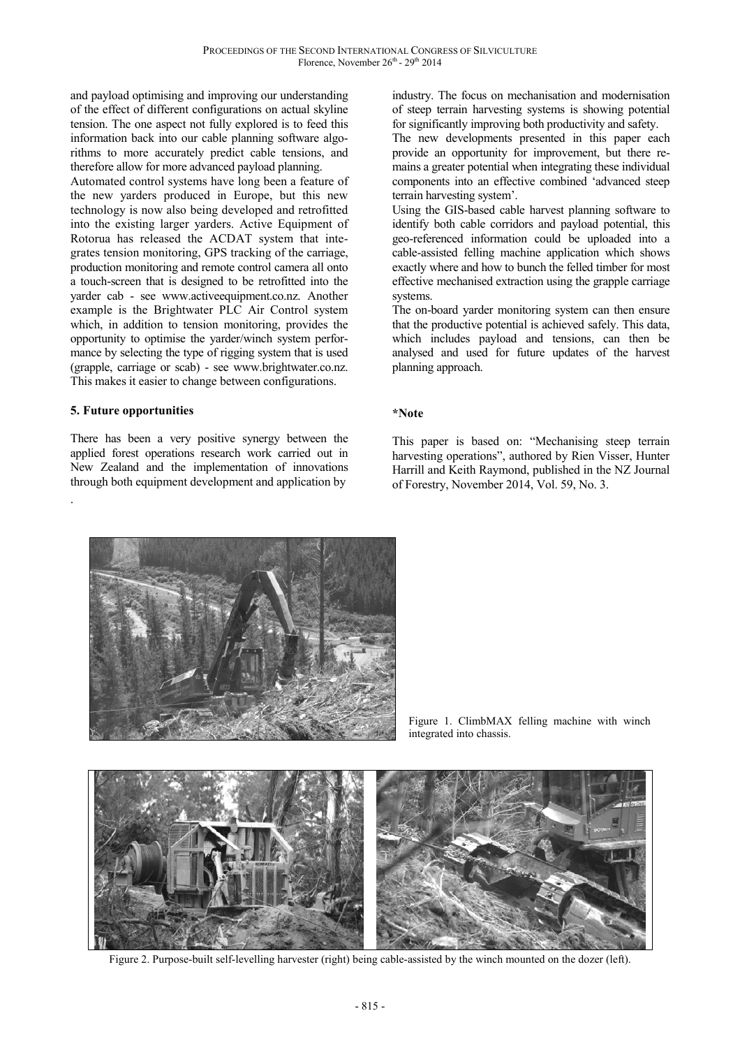and payload optimising and improving our understanding of the effect of different configurations on actual skyline tension. The one aspect not fully explored is to feed this information back into our cable planning software algorithms to more accurately predict cable tensions, and therefore allow for more advanced payload planning.

Automated control systems have long been a feature of the new yarders produced in Europe, but this new technology is now also being developed and retrofitted into the existing larger yarders. Active Equipment of Rotorua has released the ACDAT system that integrates tension monitoring, GPS tracking of the carriage, production monitoring and remote control camera all onto a touch-screen that is designed to be retrofitted into the yarder cab - see www.activeequipment.co.nz. Another example is the Brightwater PLC Air Control system which, in addition to tension monitoring, provides the opportunity to optimise the yarder/winch system performance by selecting the type of rigging system that is used (grapple, carriage or scab) - see www.brightwater.co.nz. This makes it easier to change between configurations.

## 5. Future opportunities

There has been a very positive synergy between the applied forest operations research work carried out in New Zealand and the implementation of innovations through both equipment development and application by industry. The focus on mechanisation and modernisation of steep terrain harvesting systems is showing potential for significantly improving both productivity and safety.

The new developments presented in this paper each provide an opportunity for improvement, but there remains a greater potential when integrating these individual components into an effective combined 'advanced steep terrain harvesting system'.

Using the GIS-based cable harvest planning software to identify both cable corridors and payload potential, this geo-referenced information could be uploaded into a cable-assisted felling machine application which shows exactly where and how to bunch the felled timber for most effective mechanised extraction using the grapple carriage systems.

The on-board yarder monitoring system can then ensure that the productive potential is achieved safely. This data, which includes payload and tensions, can then be analysed and used for future updates of the harvest planning approach.

## *Note

This paper is based on: "Mechanising steep terrain harvesting operations", authored by Rien Visser, Hunter Harrill and Keith Raymond, published in the NZ Journal of Forestry, November 2014, Vol. 59, No. 3.

Figure 1. ClimbMAX felling machine with winch integrated into chassis.

Figure 2. Purpose-built self-levelling harvester (right) being cable-assisted by the winch mounted on the dozer (left).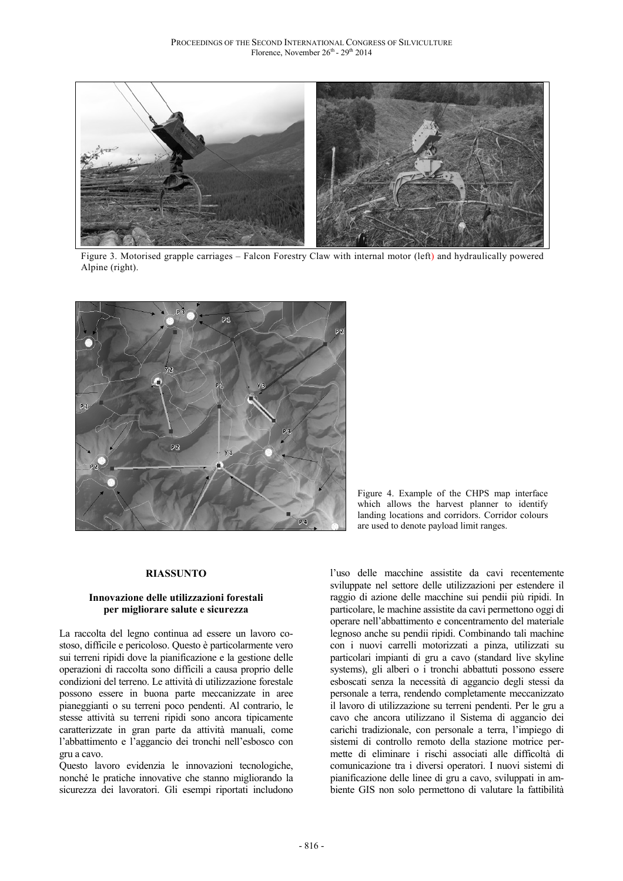Figure 3. Motorised grapple carriages – Falcon Forestry Claw with internal motor (left) and hydraulically powered Alpine (right).

Figure 4. Example of the CHPS map interface which allows the harvest planner to identify landing locations and corridors. Corridor colours are used to denote payload limit ranges.

## RIASSUNTO

### Innovazione delle utilizzazioni forestali per migliorare salute e sicurezza

La raccolta del legno continua ad essere un lavoro costoso, difficile e pericoloso. Questo è particolarmente vero sui terreni ripidi dove la pianificazione e la gestione delle operazioni di raccolta sono difficili a causa proprio delle condizioni del terreno. Le attività di utilizzazione forestale possono essere in buona parte meccanizzate in aree pianeggianti o su terreni poco pendenti. Al contrario, le stesse attività su terreni ripidi sono ancora tipicamente caratterizzate in gran parte da attività manuali, come l'abbattimento e l'aggancio dei tronchi nell'esbosco con gru a cavo.

Questo lavoro evidenzia le innovazioni tecnologiche, nonché le pratiche innovative che stanno migliorando la sicurezza dei lavoratori. Gli esempi riportati includono l'uso delle macchine assistite da cavi recentemente sviluppate nel settore delle utilizzazioni per estendere il raggio di azione delle macchine sui pendii più ripidi. In particolare, le machine assistite da cavi permettono oggi di operare nell'abbattimento e concentramento del materiale legnoso anche su pendii ripidi. Combinando tali machine con i nuovi carrelli motorizzati a pinza, utilizzati su particolari impianti di gru a cavo (standard live skyline systems), gli alberi o i tronchi abbattuti possono essere esboscati senza la necessità di aggancio degli stessi da personale a terra, rendendo completamente meccanizzato il lavoro di utilizzazione su terreni pendenti. Per le gru a cavo che ancora utilizzano il Sistema di aggancio dei carichi tradizionale, con personale a terra, l'impiego di sistemi di controllo remoto della stazione motrice permette di eliminare i rischi associati alle difficoltà di comunicazione tra i diversi operatori. I nuovi sistemi di pianificazione delle linee di gru a cavo, sviluppati in ambiente GIS non solo permettono di valutare la fattibilità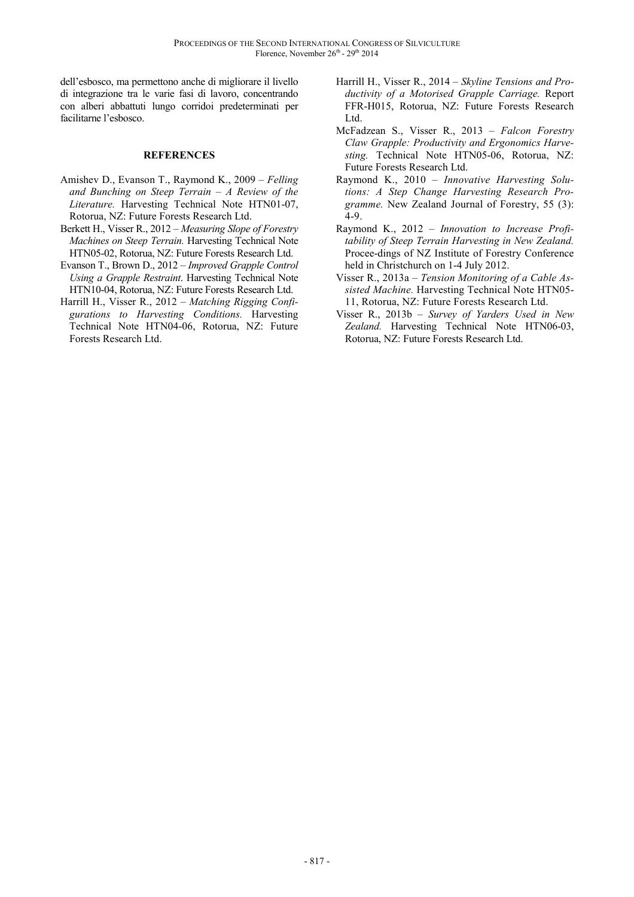dell'esbosco, ma permettono anche di migliorare il livello di integrazione tra le varie fasi di lavoro, concentrando con alberi abbattuti lungo corridoi predeterminati per facilitarne l'esbosco.

## REFERENCES

Amishev D., Evanson T., Raymond K., 2009 – *Felling and Bunching on Steep Terrain – A Review of the Literature.* Harvesting Technical Note HTN01-07, Rotorua, NZ: Future Forests Research Ltd.

Berkett H., Visser R., 2012 – *Measuring Slope of Forestry Machines on Steep Terrain.* Harvesting Technical Note HTN05-02, Rotorua, NZ: Future Forests Research Ltd.

Evanson T., Brown D., 2012 – *Improved Grapple Control Using a Grapple Restraint*. Harvesting Technical Note HTN10-04, Rotorua, NZ: Future Forests Research Ltd.

Harrill H., Visser R., 2012 – *Matching Rigging Configurations to Harvesting Conditions.* Harvesting Technical Note HTN04-06, Rotorua, NZ: Future Forests Research Ltd.

Harrill H., Visser R., 2014 – *Skyline Tensions and Productivity of a Motorised Grapple Carriage.* Report FFR-H015, Rotorua, NZ: Future Forests Research Ltd.

McFadzean S., Visser R., 2013 – *Falcon Forestry Claw Grapple: Productivity and Ergonomics Harvesting.* Technical Note HTN05-06, Rotorua, NZ: Future Forests Research Ltd.

Raymond K., 2010 – *Innovative Harvesting Solutions: A Step Change Harvesting Research Programme.* New Zealand Journal of Forestry, 55 (3): 4-9.

Raymond K., 2012 – *Innovation to Increase Profitability of Steep Terrain Harvesting in New Zealand.* Procee-dings of NZ Institute of Forestry Conference held in Christchurch on 1-4 July 2012.

Visser R., 2013a – *Tension Monitoring of a Cable Assisted Machine.* Harvesting Technical Note HTN05-11, Rotorua, NZ: Future Forests Research Ltd.

Visser R., 2013b – *Survey of Yarders Used in New Zealand.* Harvesting Technical Note HTN06-03, Rotorua, NZ: Future Forests Research Ltd.